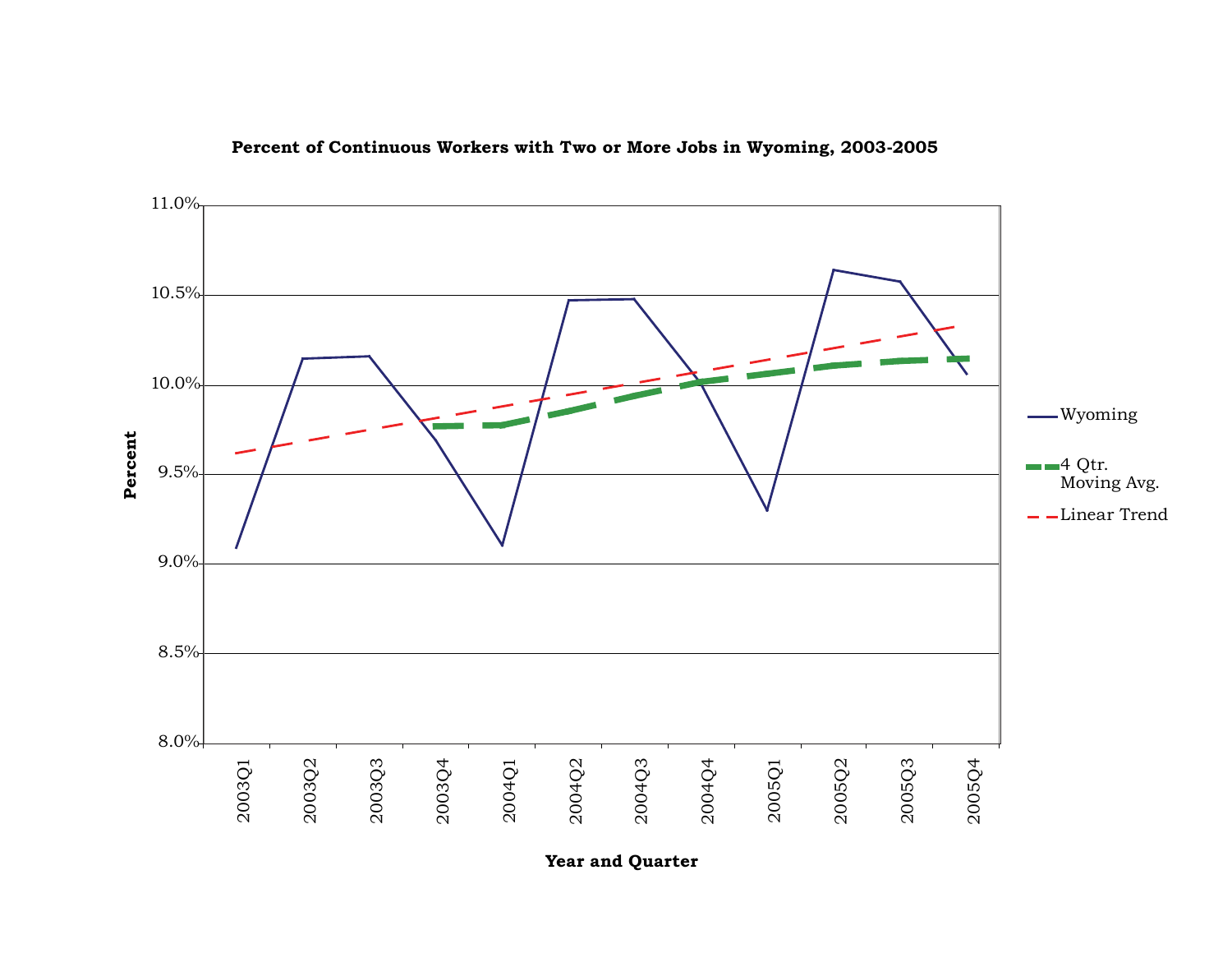**Percent of Continuous Workers with Two or More Jobs in Wyoming, 2003-2005**

11.0%
10.5%
10.0%
9.5%
9.0%
8.5%
8.0%

Percent

2003Q1 2003Q2 2003Q3 2003Q4 2004Q1 2004Q2 2004Q3 2004Q4 2005Q1 2005Q2 2005Q3 2005Q4

**Year and Quarter**

Wyoming

4 Qtr. Moving Avg.

Linear Trend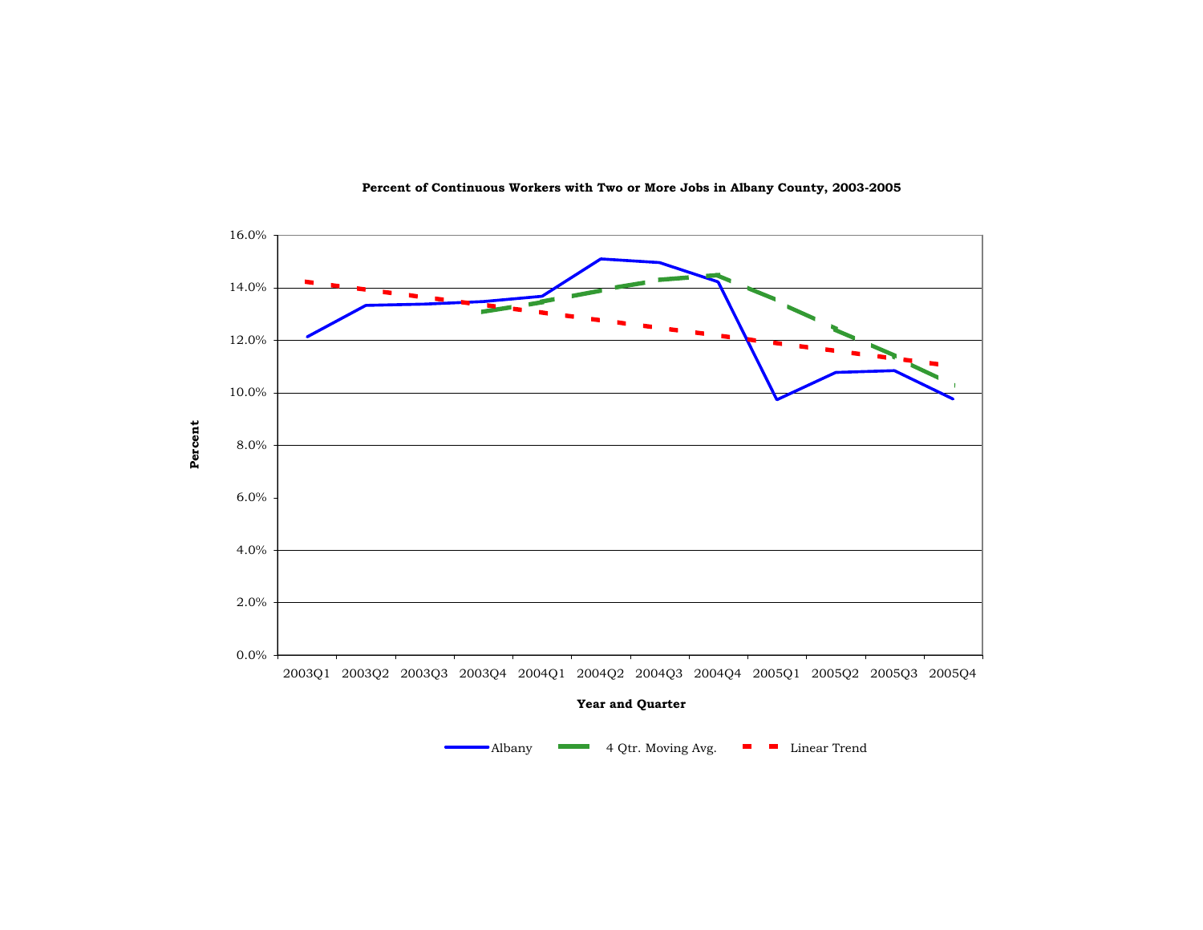**Percent of Continuous Workers with Two or More Jobs in Albany County, 2003-2005**

16.0%
14.0%
12.0%
10.0%
8.0%
6.0%
4.0%
2.0%
0.0%

Percent

2003Q1 2003Q2 2003Q3 2003Q4 2004Q1 2004Q2 2004Q3 2004Q4 2005Q1 2005Q2 2005Q3 2005Q4

**Year and Quarter**

Albany — 4 Qtr. Moving Avg. — Linear Trend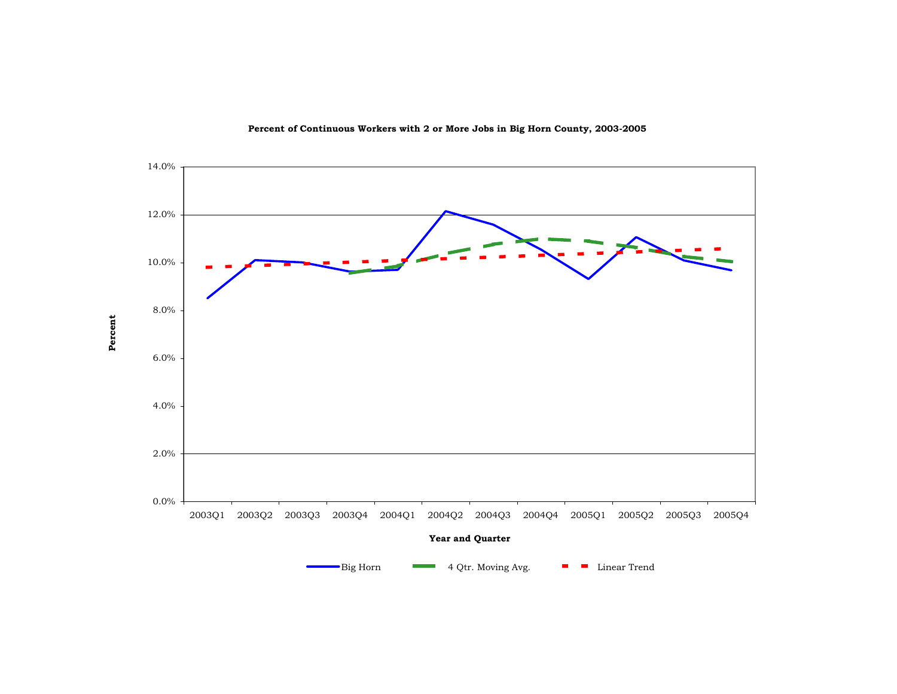**Percent of Continuous Workers with 2 or More Jobs in Big Horn County, 2003-2005**

Percent

14.0%
12.0%
10.0%
8.0%
6.0%
4.0%
2.0%
0.0%

2003Q1 2003Q2 2003Q3 2003Q4 2004Q1 2004Q2 2004Q3 2004Q4 2005Q1 2005Q2 2005Q3 2005Q4

Year and Quarter

Big Horn — 4 Qtr. Moving Avg. — Linear Trend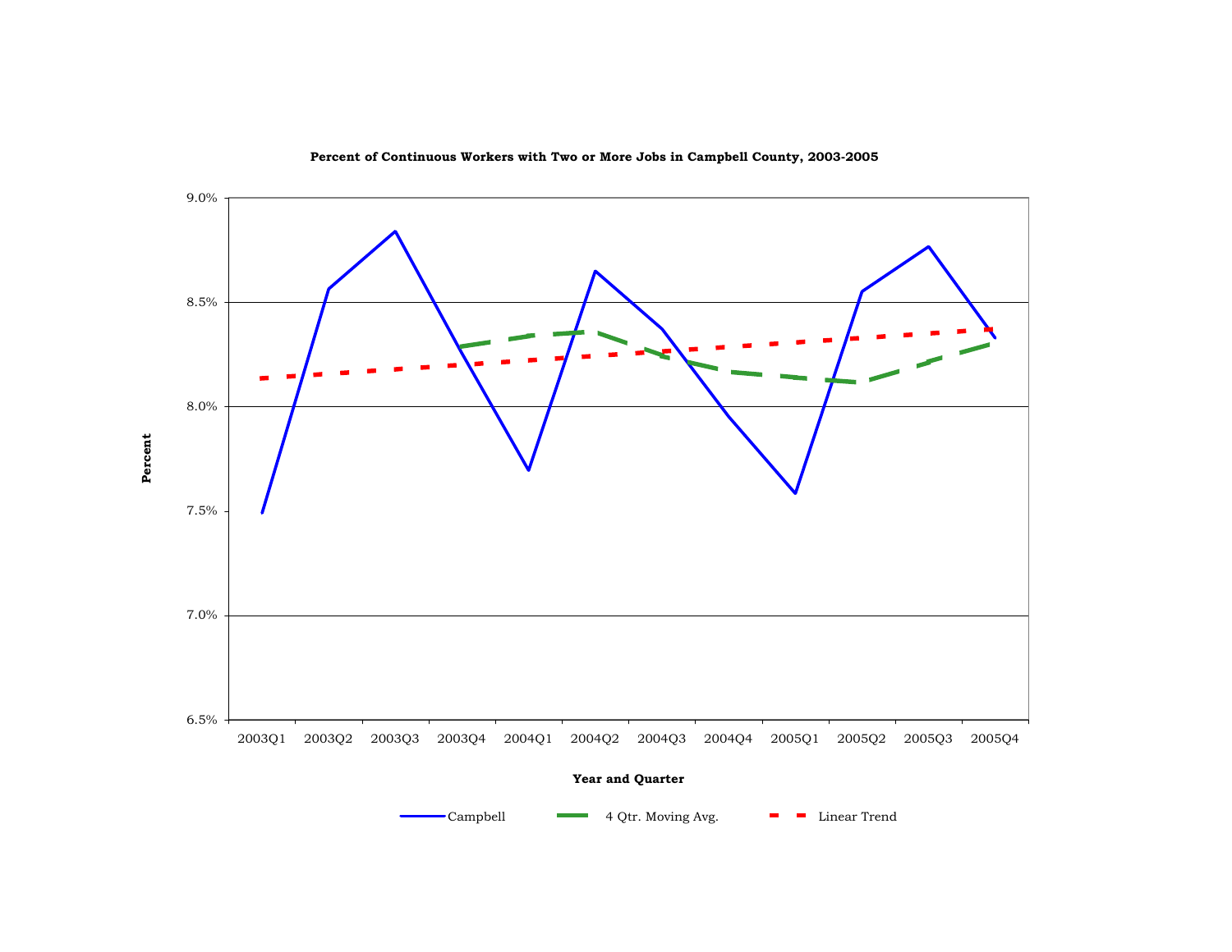**Percent of Continuous Workers with Two or More Jobs in Campbell County, 2003-2005**

Percent

9.0%
8.5%
8.0%
7.5%
7.0%
6.5%

2003Q1 2003Q2 2003Q3 2003Q4 2004Q1 2004Q2 2004Q3 2004Q4 2005Q1 2005Q2 2005Q3 2005Q4

**Year and Quarter**

Campbell — 4 Qtr. Moving Avg. — Linear Trend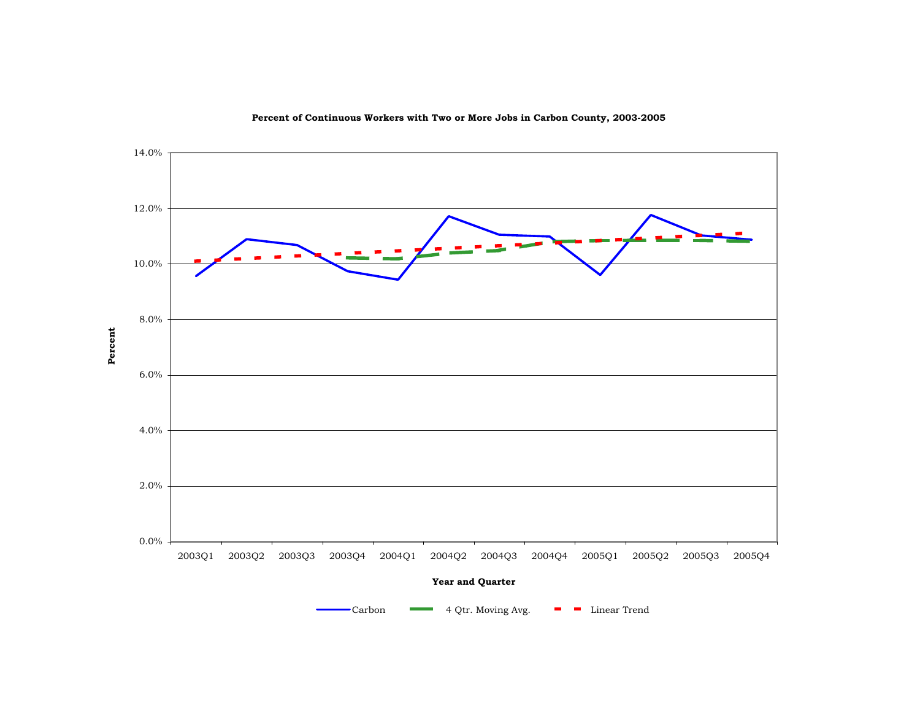**Percent of Continuous Workers with Two or More Jobs in Carbon County, 2003-2005**

Percent

14.0%
12.0%
10.0%
8.0%
6.0%
4.0%
2.0%
0.0%

2003Q1 2003Q2 2003Q3 2003Q4 2004Q1 2004Q2 2004Q3 2004Q4 2005Q1 2005Q2 2005Q3 2005Q4

**Year and Quarter**

Carbon — 4 Qtr. Moving Avg. — Linear Trend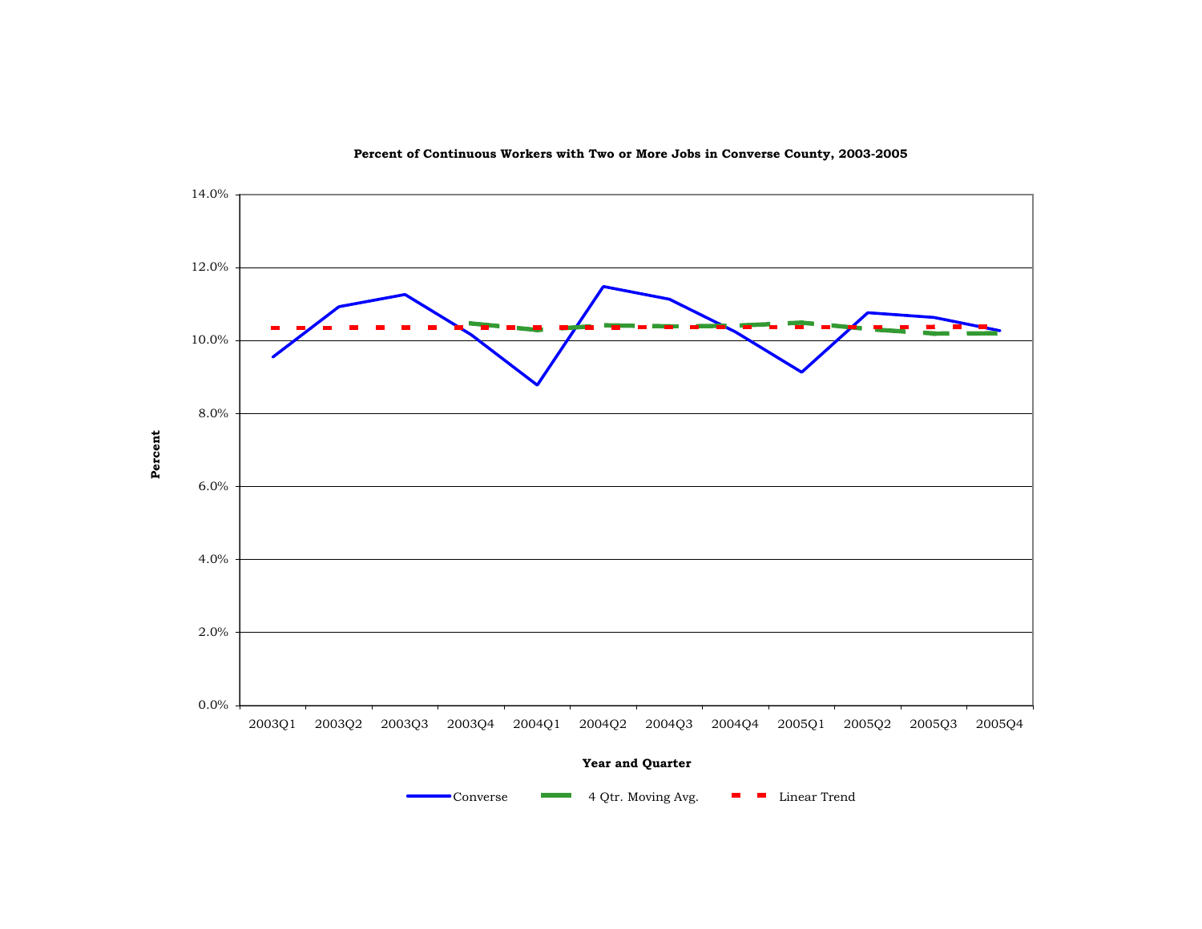**Percent of Continuous Workers with Two or More Jobs in Converse County, 2003-2005**

Percent

14.0%
12.0%
10.0%
8.0%
6.0%
4.0%
2.0%
0.0%

2003Q1 2003Q2 2003Q3 2003Q4 2004Q1 2004Q2 2004Q3 2004Q4 2005Q1 2005Q2 2005Q3 2005Q4

**Year and Quarter**

Converse — 4 Qtr. Moving Avg. — Linear Trend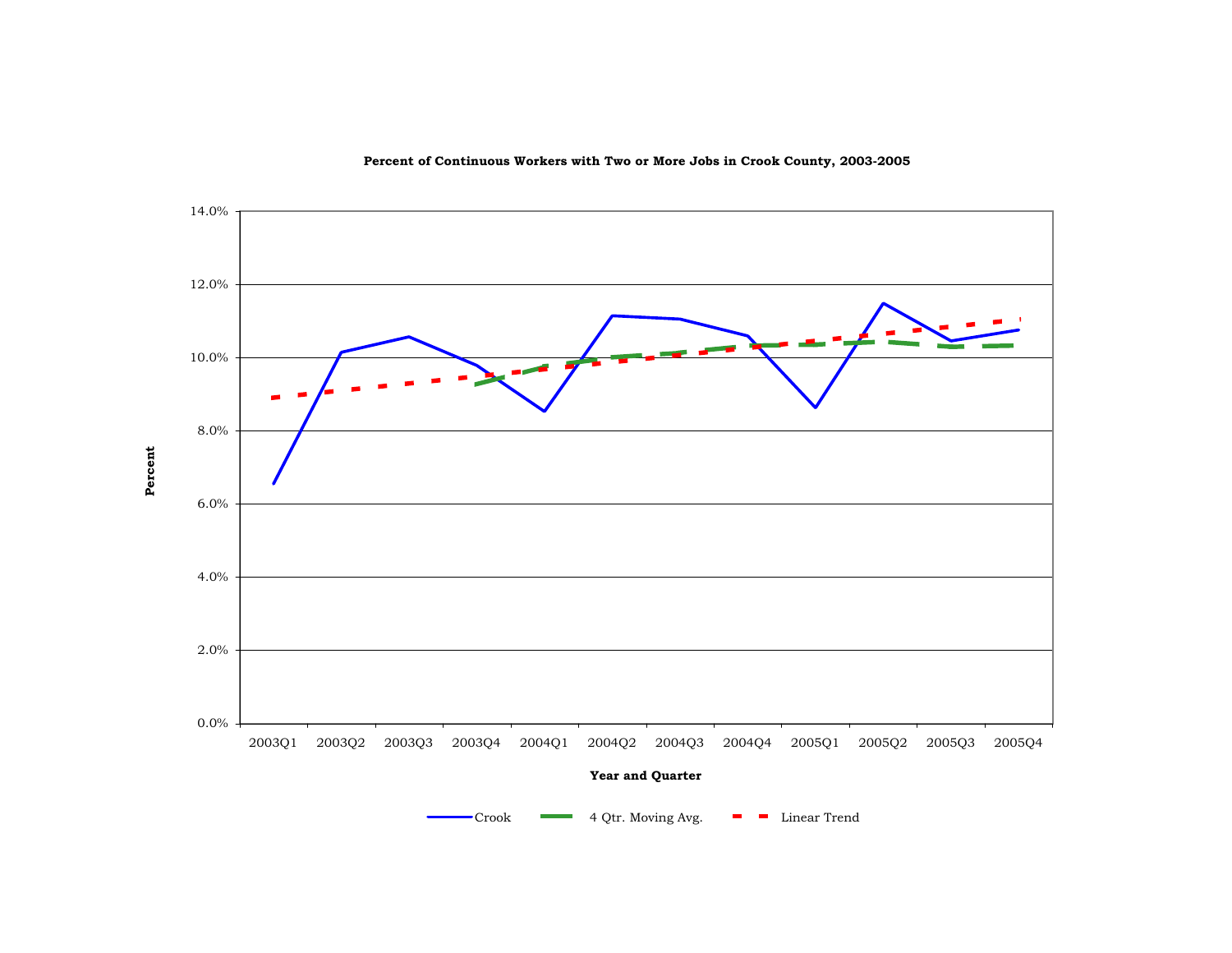**Percent of Continuous Workers with Two or More Jobs in Crook County, 2003-2005**

Percent

14.0%
12.0%
10.0%
8.0%
6.0%
4.0%
2.0%
0.0%

2003Q1 2003Q2 2003Q3 2003Q4 2004Q1 2004Q2 2004Q3 2004Q4 2005Q1 2005Q2 2005Q3 2005Q4

**Year and Quarter**

Crook — 4 Qtr. Moving Avg. — Linear Trend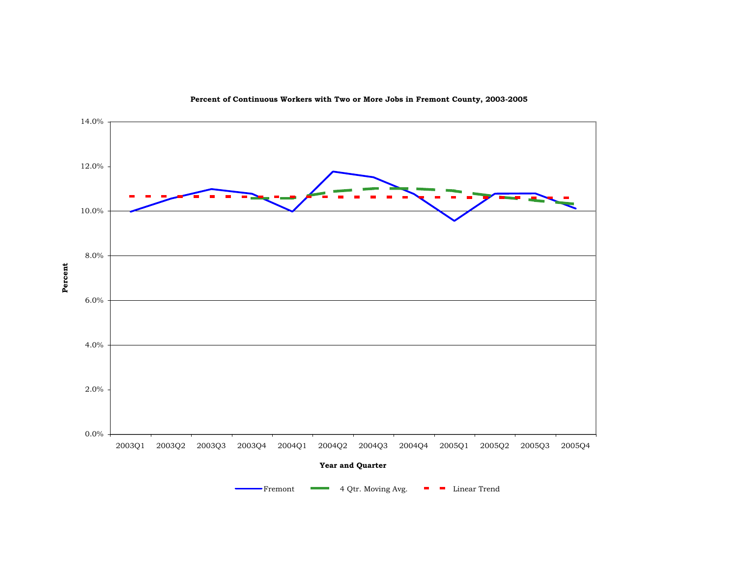**Percent of Continuous Workers with Two or More Jobs in Fremont County, 2003-2005**

Percent

14.0%
12.0%
10.0%
8.0%
6.0%
4.0%
2.0%
0.0%

2003Q1 2003Q2 2003Q3 2003Q4 2004Q1 2004Q2 2004Q3 2004Q4 2005Q1 2005Q2 2005Q3 2005Q4

**Year and Quarter**

Fremont — 4 Qtr. Moving Avg. — Linear Trend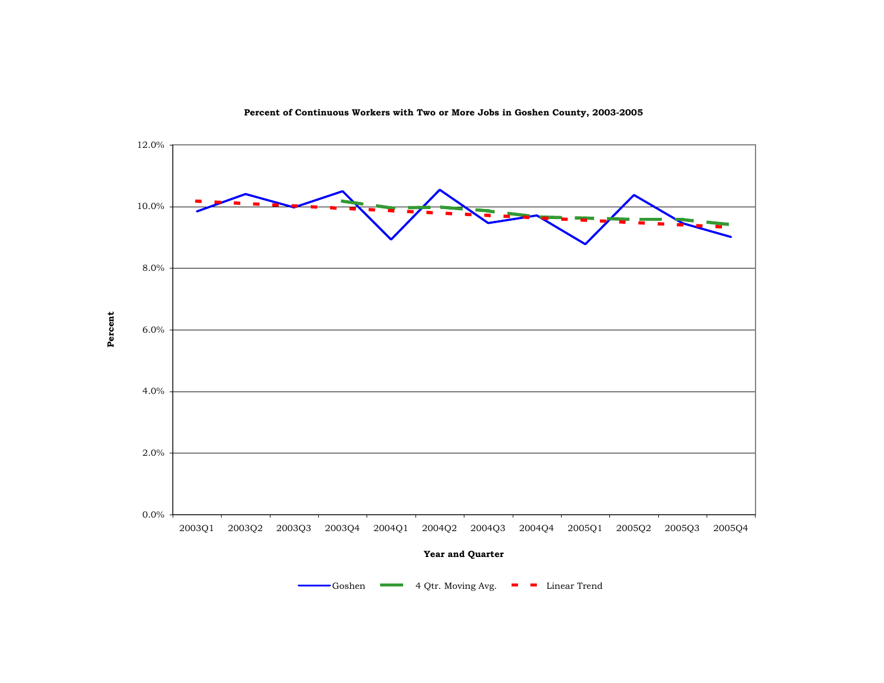**Percent of Continuous Workers with Two or More Jobs in Goshen County, 2003-2005**

Percent

12.0%
10.0%
8.0%
6.0%
4.0%
2.0%
0.0%

2003Q1 2003Q2 2003Q3 2003Q4 2004Q1 2004Q2 2004Q3 2004Q4 2005Q1 2005Q2 2005Q3 2005Q4

**Year and Quarter**

Goshen — 4 Qtr. Moving Avg. — Linear Trend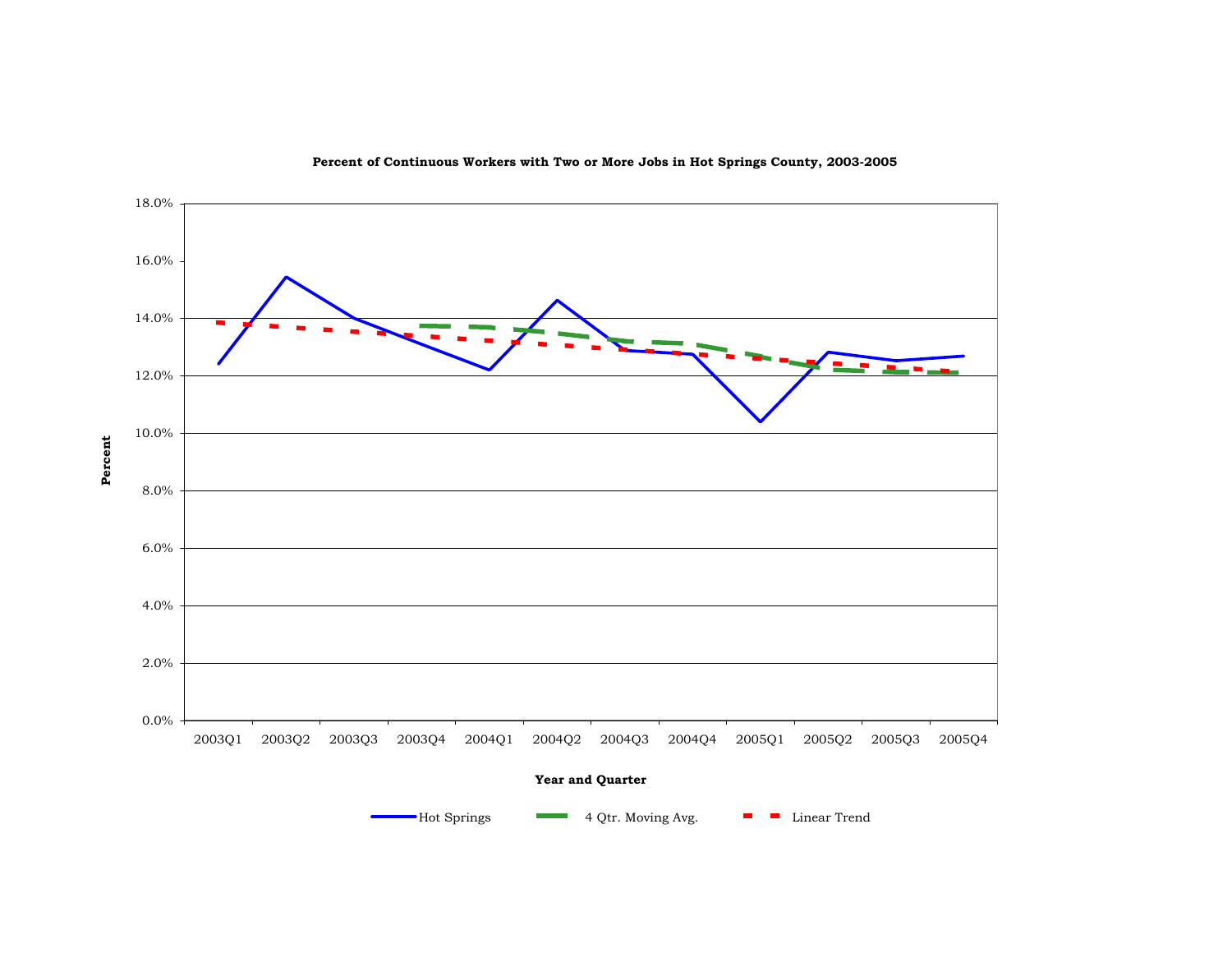**Percent of Continuous Workers with Two or More Jobs in Hot Springs County, 2003-2005**

18.0%
16.0%
14.0%
12.0%
10.0%
8.0%
6.0%
4.0%
2.0%
0.0%

Percent

2003Q1 2003Q2 2003Q3 2003Q4 2004Q1 2004Q2 2004Q3 2004Q4 2005Q1 2005Q2 2005Q3 2005Q4

**Year and Quarter**

Hot Springs — 4 Qtr. Moving Avg. — Linear Trend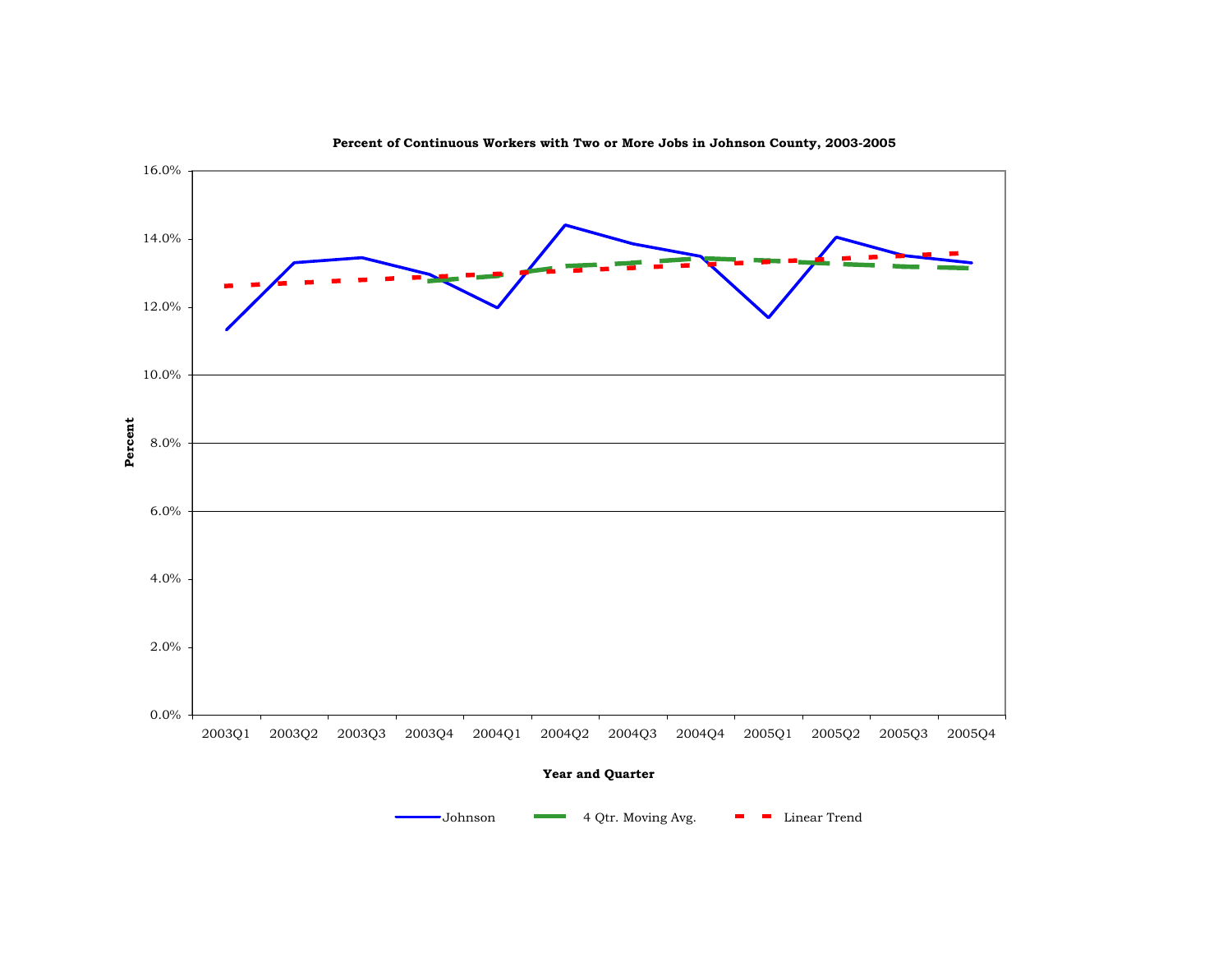**Percent of Continuous Workers with Two or More Jobs in Johnson County, 2003-2005**

16.0%
14.0%
12.0%
10.0%
8.0%
6.0%
4.0%
2.0%
0.0%

Percent

2003Q1 2003Q2 2003Q3 2003Q4 2004Q1 2004Q2 2004Q3 2004Q4 2005Q1 2005Q2 2005Q3 2005Q4

**Year and Quarter**

Johnson — 4 Qtr. Moving Avg. — Linear Trend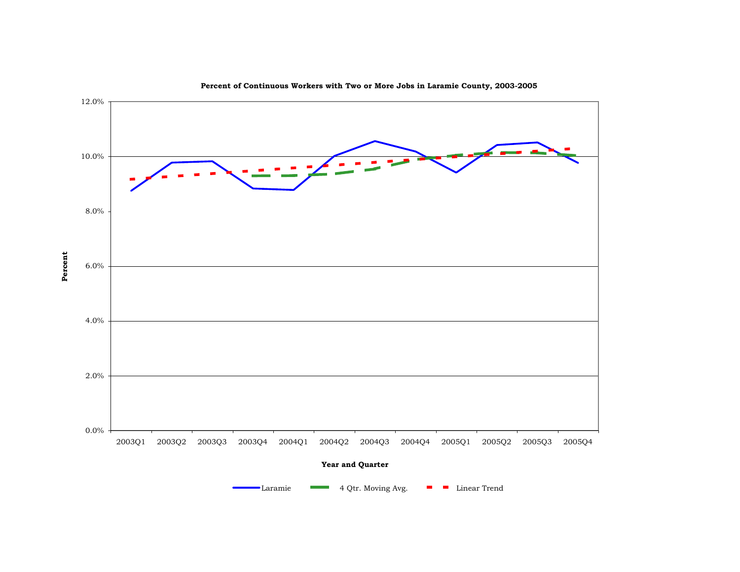**Percent of Continuous Workers with Two or More Jobs in Laramie County, 2003-2005**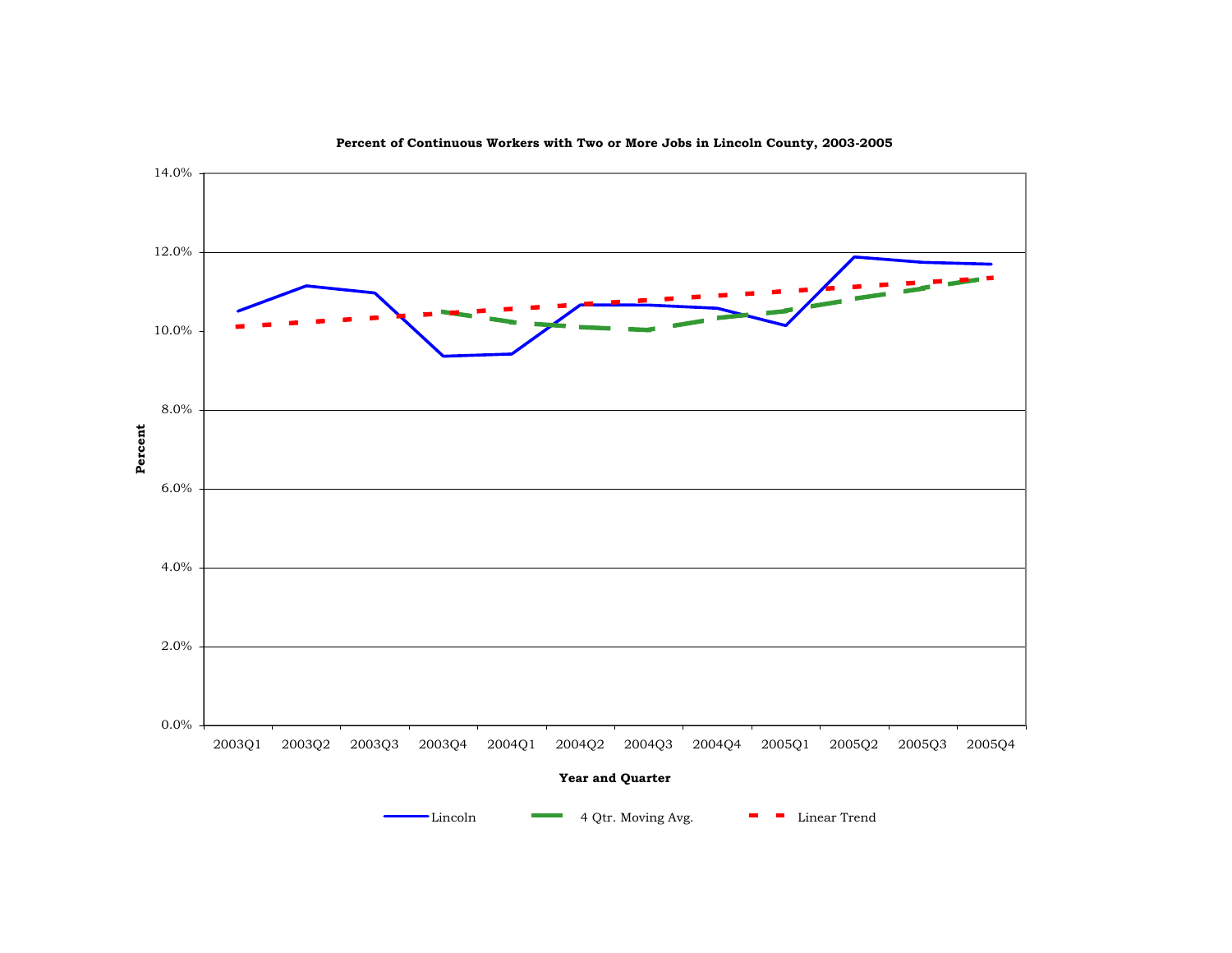**Percent of Continuous Workers with Two or More Jobs in Lincoln County, 2003-2005**

Percent

14.0%
12.0%
10.0%
8.0%
6.0%
4.0%
2.0%
0.0%

2003Q1 2003Q2 2003Q3 2003Q4 2004Q1 2004Q2 2004Q3 2004Q4 2005Q1 2005Q2 2005Q3 2005Q4

**Year and Quarter**

Lincoln | 4 Qtr. Moving Avg. | Linear Trend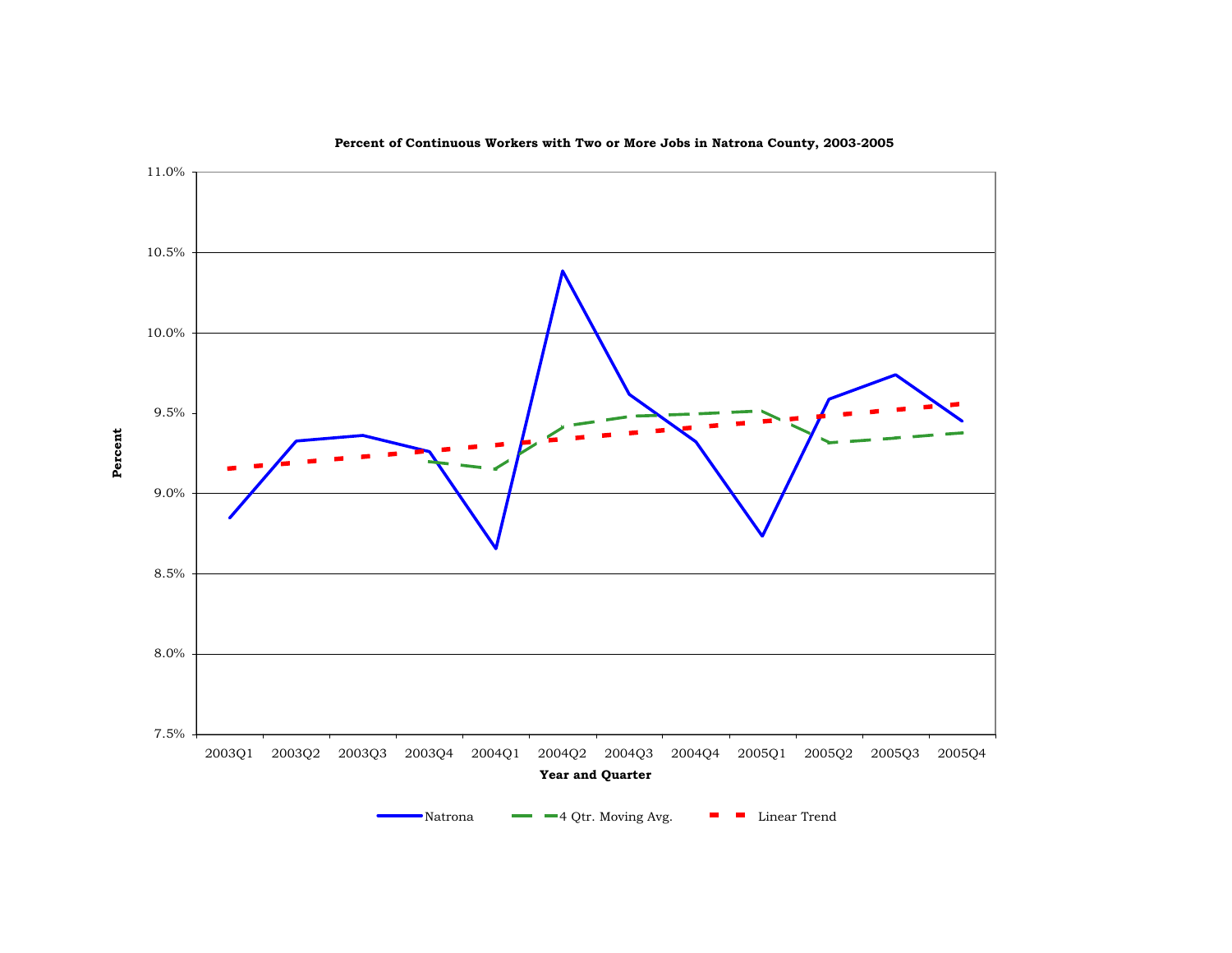**Percent of Continuous Workers with Two or More Jobs in Natrona County, 2003-2005**

Percent

11.0%
10.5%
10.0%
9.5%
9.0%
8.5%
8.0%
7.5%

2003Q1 2003Q2 2003Q3 2003Q4 2004Q1 2004Q2 2004Q3 2004Q4 2005Q1 2005Q2 2005Q3 2005Q4

Year and Quarter

Natrona — 4 Qtr. Moving Avg. — Linear Trend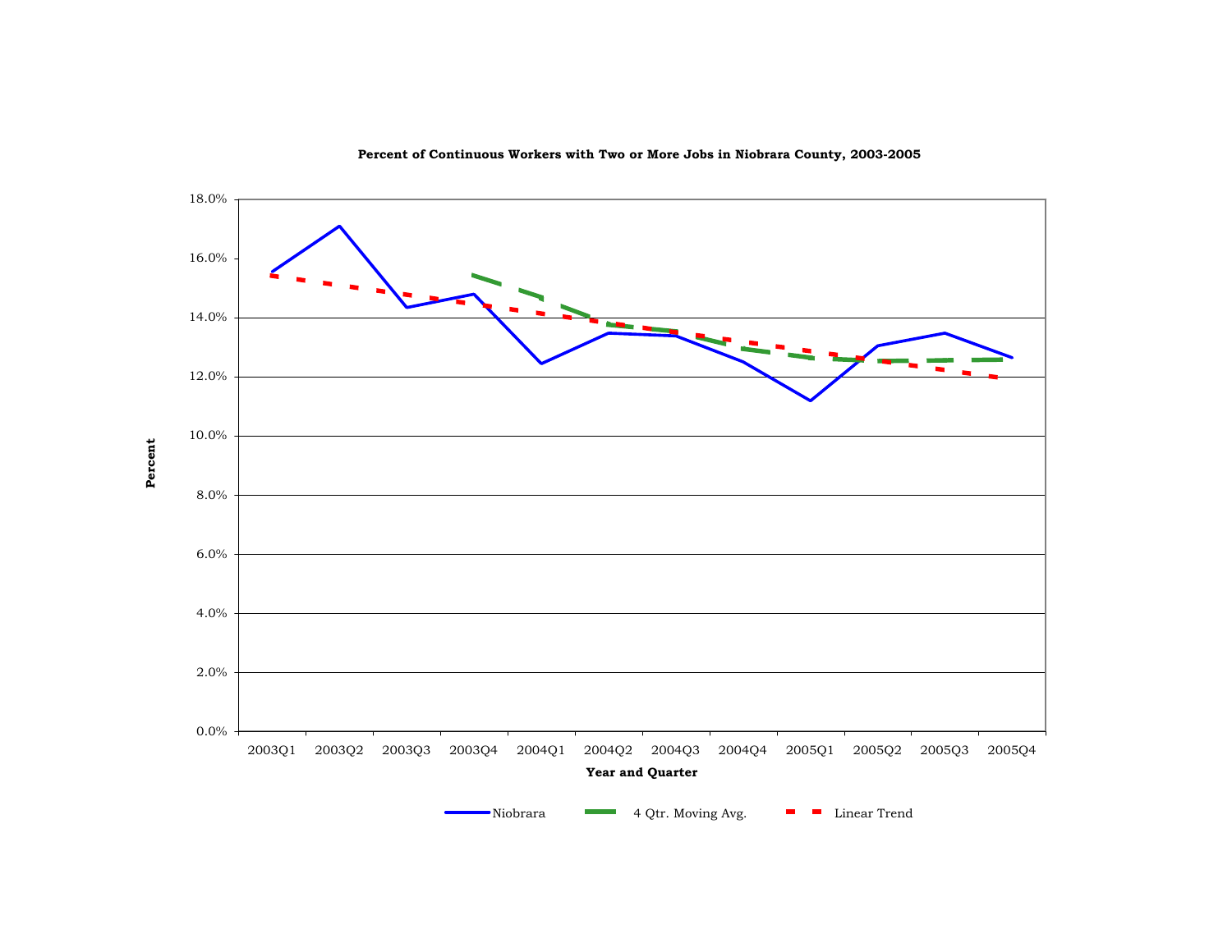**Percent of Continuous Workers with Two or More Jobs in Niobrara County, 2003-2005**

Percent

18.0%
16.0%
14.0%
12.0%
10.0%
8.0%
6.0%
4.0%
2.0%
0.0%

2003Q1 2003Q2 2003Q3 2003Q4 2004Q1 2004Q2 2004Q3 2004Q4 2005Q1 2005Q2 2005Q3 2005Q4

**Year and Quarter**

Niobrara — 4 Qtr. Moving Avg. — Linear Trend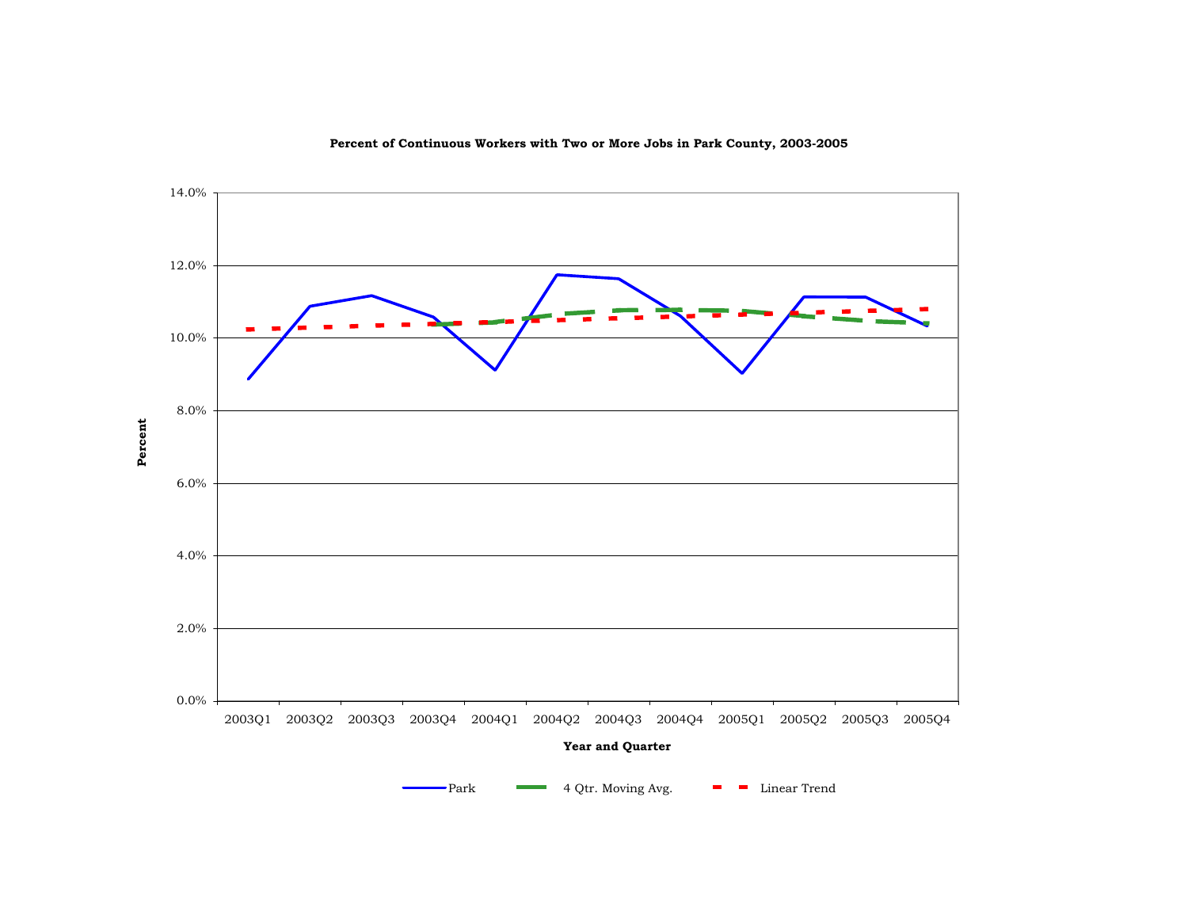**Percent of Continuous Workers with Two or More Jobs in Park County, 2003-2005**

14.0%

12.0%

10.0%

8.0%

6.0%

4.0%

2.0%

0.0%

**Percent**

2003Q1 2003Q2 2003Q3 2003Q4 2004Q1 2004Q2 2004Q3 2004Q4 2005Q1 2005Q2 2005Q3 2005Q4

**Year and Quarter**

Park — 4 Qtr. Moving Avg. — Linear Trend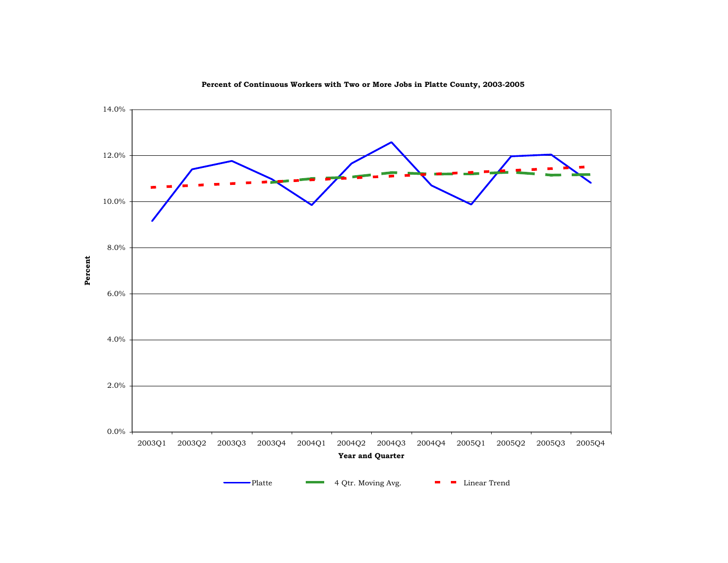**Percent of Continuous Workers with Two or More Jobs in Platte County, 2003-2005**

Percent

14.0%
12.0%
10.0%
8.0%
6.0%
4.0%
2.0%
0.0%

2003Q1 2003Q2 2003Q3 2003Q4 2004Q1 2004Q2 2004Q3 2004Q4 2005Q1 2005Q2 2005Q3 2005Q4

**Year and Quarter**

Platte — 4 Qtr. Moving Avg. — Linear Trend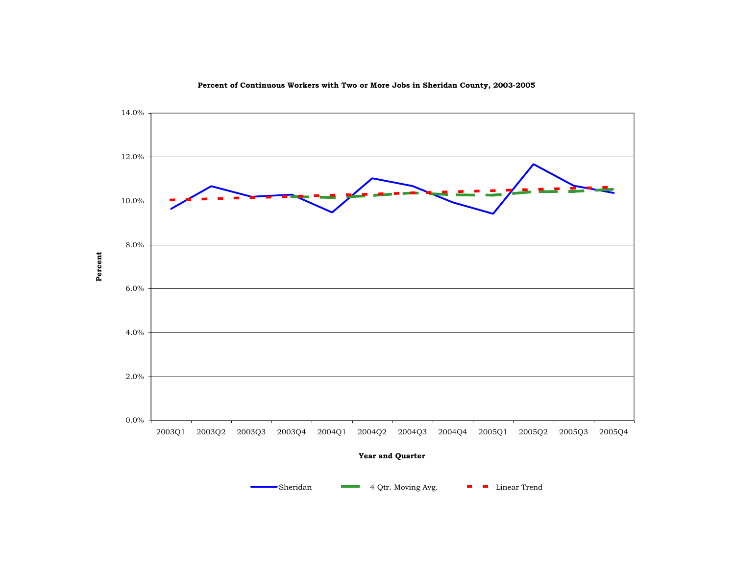**Percent of Continuous Workers with Two or More Jobs in Sheridan County, 2003-2005**

Percent

14.0%
12.0%
10.0%
8.0%
6.0%
4.0%
2.0%
0.0%

2003Q1 2003Q2 2003Q3 2003Q4 2004Q1 2004Q2 2004Q3 2004Q4 2005Q1 2005Q2 2005Q3 2005Q4

**Year and Quarter**

Sheridan — 4 Qtr. Moving Avg. — Linear Trend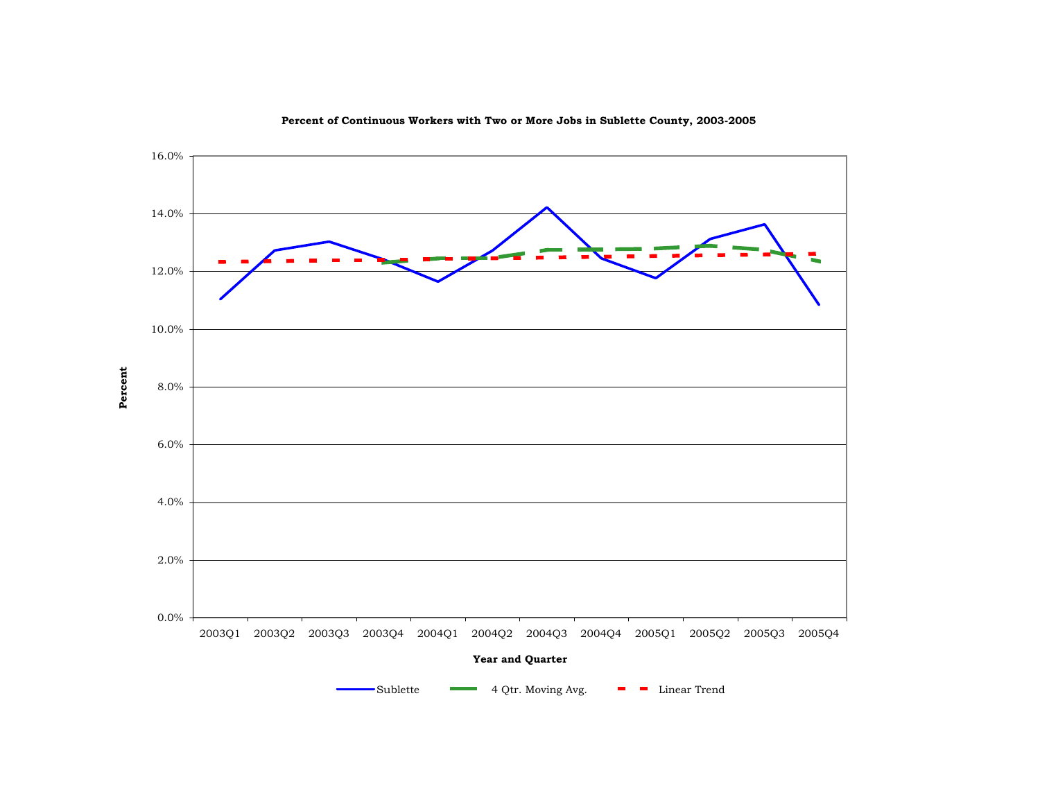**Percent of Continuous Workers with Two or More Jobs in Sublette County, 2003-2005**

Percent

16.0%
14.0%
12.0%
10.0%
8.0%
6.0%
4.0%
2.0%
0.0%

2003Q1 2003Q2 2003Q3 2003Q4 2004Q1 2004Q2 2004Q3 2004Q4 2005Q1 2005Q2 2005Q3 2005Q4

**Year and Quarter**

Sublette — 4 Qtr. Moving Avg. — Linear Trend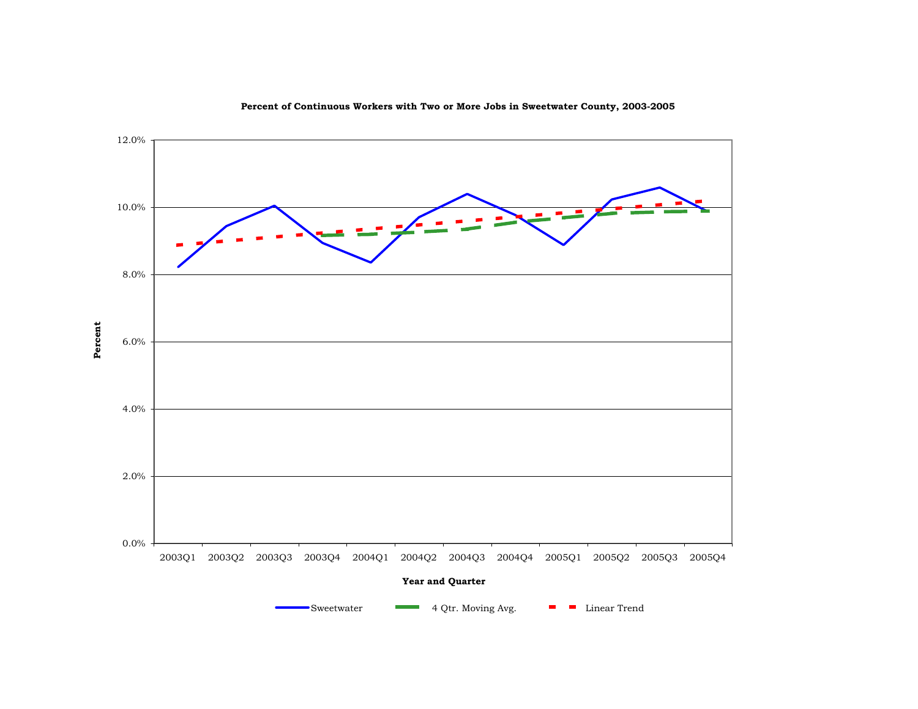**Percent of Continuous Workers with Two or More Jobs in Sweetwater County, 2003-2005**

12.0%
10.0%
8.0%
6.0%
4.0%
2.0%
0.0%

**Percent**

2003Q1 2003Q2 2003Q3 2003Q4 2004Q1 2004Q2 2004Q3 2004Q4 2005Q1 2005Q2 2005Q3 2005Q4

**Year and Quarter**

Sweetwater 4 Qtr. Moving Avg. Linear Trend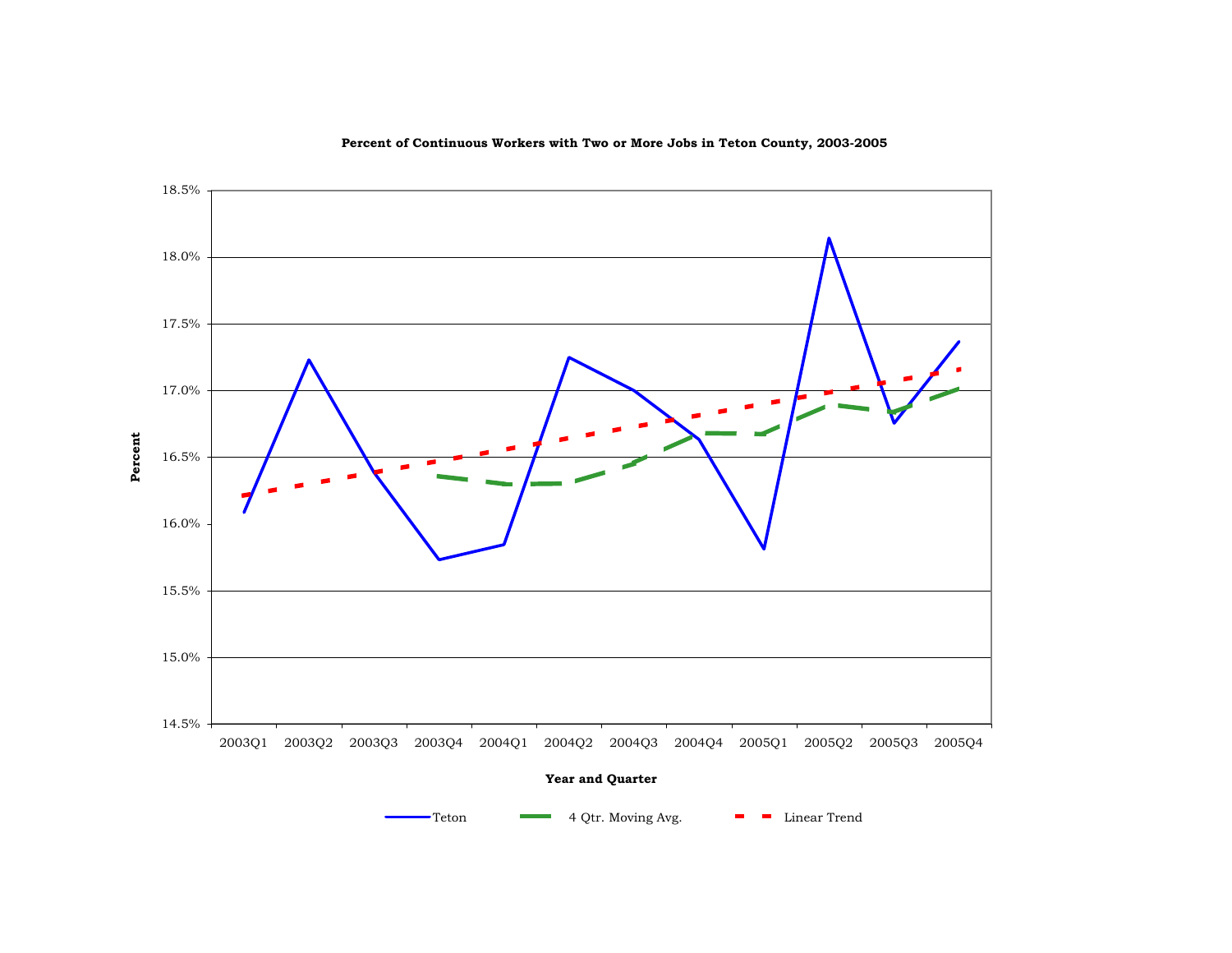**Percent of Continuous Workers with Two or More Jobs in Teton County, 2003-2005**

Percent

18.5%
18.0%
17.5%
17.0%
16.5%
16.0%
15.5%
15.0%
14.5%

2003Q1 2003Q2 2003Q3 2003Q4 2004Q1 2004Q2 2004Q3 2004Q4 2005Q1 2005Q2 2005Q3 2005Q4

Year and Quarter

Teton — 4 Qtr. Moving Avg. — Linear Trend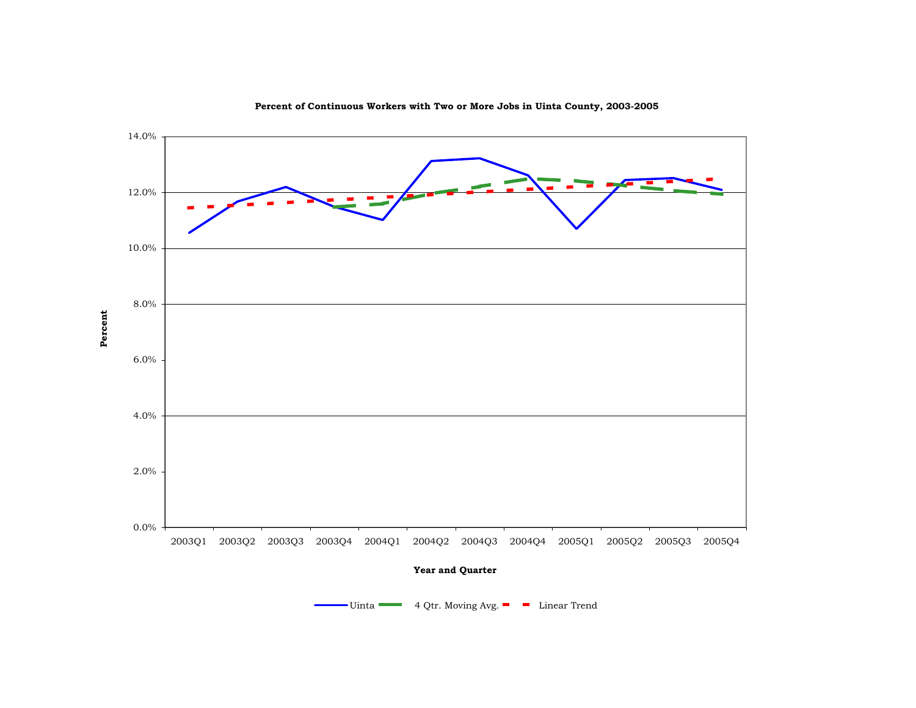**Percent of Continuous Workers with Two or More Jobs in Uinta County, 2003-2005**

Percent

14.0%
12.0%
10.0%
8.0%
6.0%
4.0%
2.0%
0.0%

2003Q1 2003Q2 2003Q3 2003Q4 2004Q1 2004Q2 2004Q3 2004Q4 2005Q1 2005Q2 2005Q3 2005Q4

**Year and Quarter**

Uinta — 4 Qtr. Moving Avg. — Linear Trend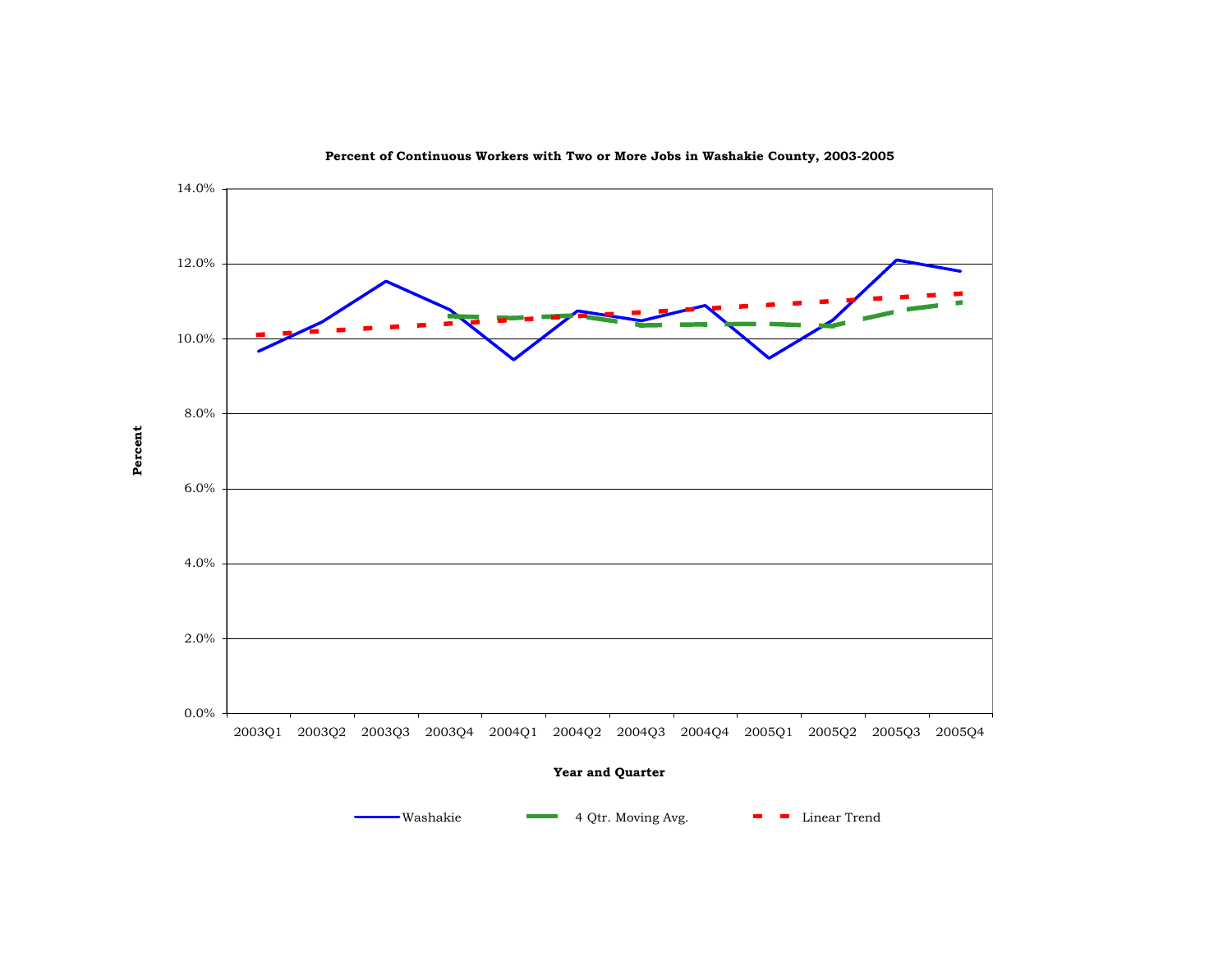**Percent of Continuous Workers with Two or More Jobs in Washakie County, 2003-2005**

Percent

14.0%
12.0%
10.0%
8.0%
6.0%
4.0%
2.0%
0.0%

2003Q1 2003Q2 2003Q3 2003Q4 2004Q1 2004Q2 2004Q3 2004Q4 2005Q1 2005Q2 2005Q3 2005Q4

**Year and Quarter**

Washakie — 4 Qtr. Moving Avg. — Linear Trend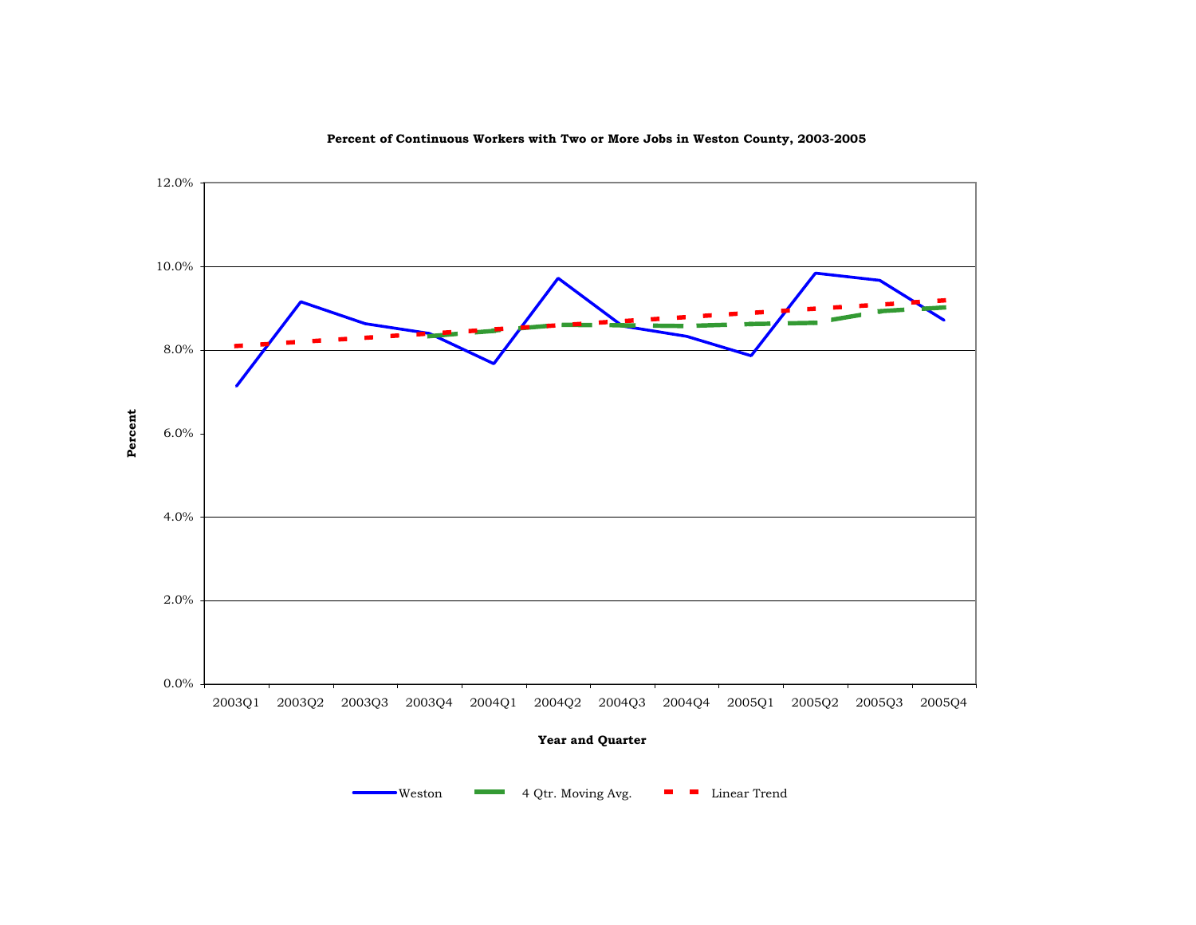**Percent of Continuous Workers with Two or More Jobs in Weston County, 2003-2005**

Percent

12.0%
10.0%
8.0%
6.0%
4.0%
2.0%
0.0%

2003Q1 2003Q2 2003Q3 2003Q4 2004Q1 2004Q2 2004Q3 2004Q4 2005Q1 2005Q2 2005Q3 2005Q4

**Year and Quarter**

Weston — 4 Qtr. Moving Avg. — Linear Trend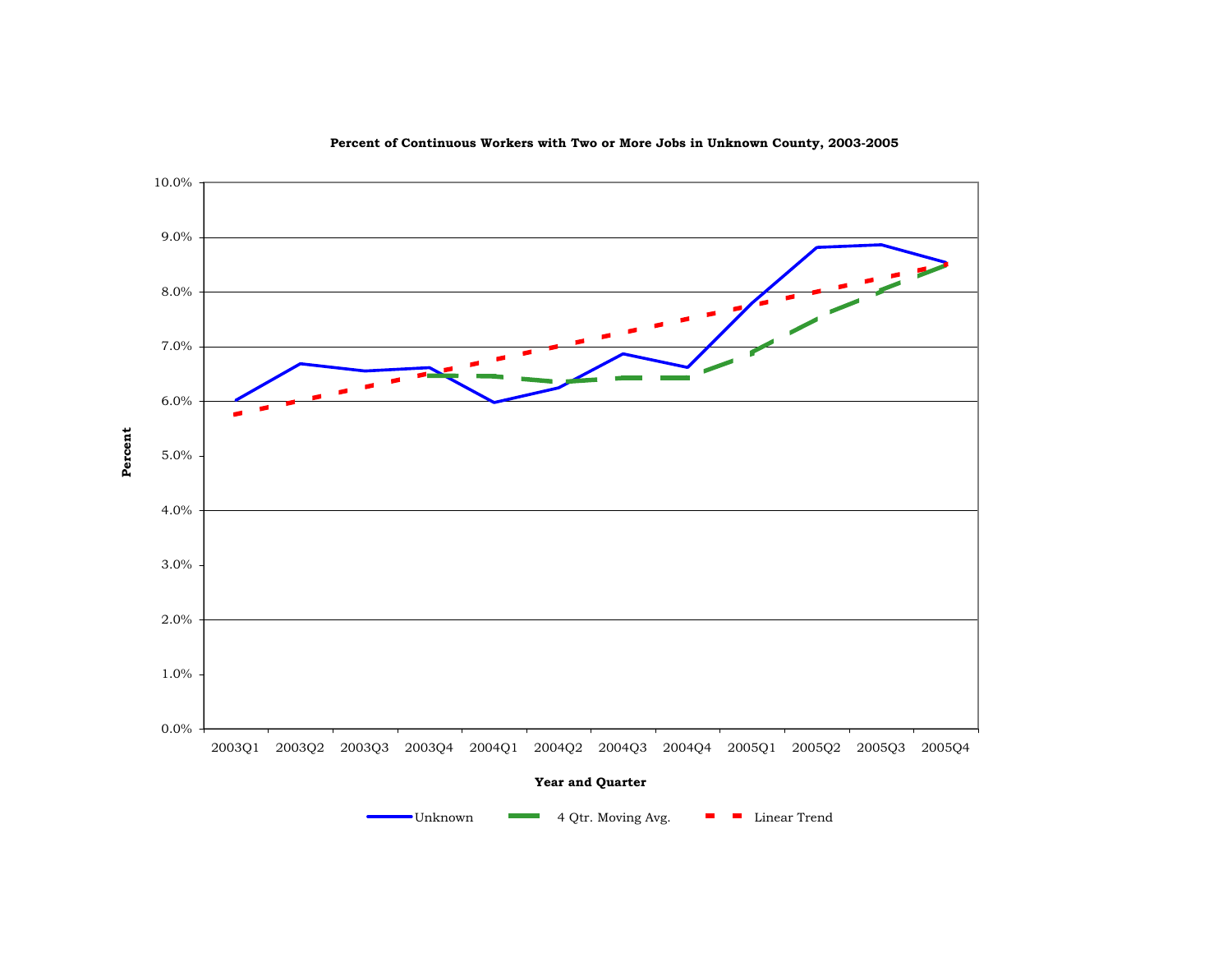**Percent of Continuous Workers with Two or More Jobs in Unknown County, 2003-2005**

10.0%
9.0%
8.0%
7.0%
6.0%
5.0%
4.0%
3.0%
2.0%
1.0%
0.0%

Percent

2003Q1 2003Q2 2003Q3 2003Q4 2004Q1 2004Q2 2004Q3 2004Q4 2005Q1 2005Q2 2005Q3 2005Q4

**Year and Quarter**

Unknown
4 Qtr. Moving Avg.
Linear Trend